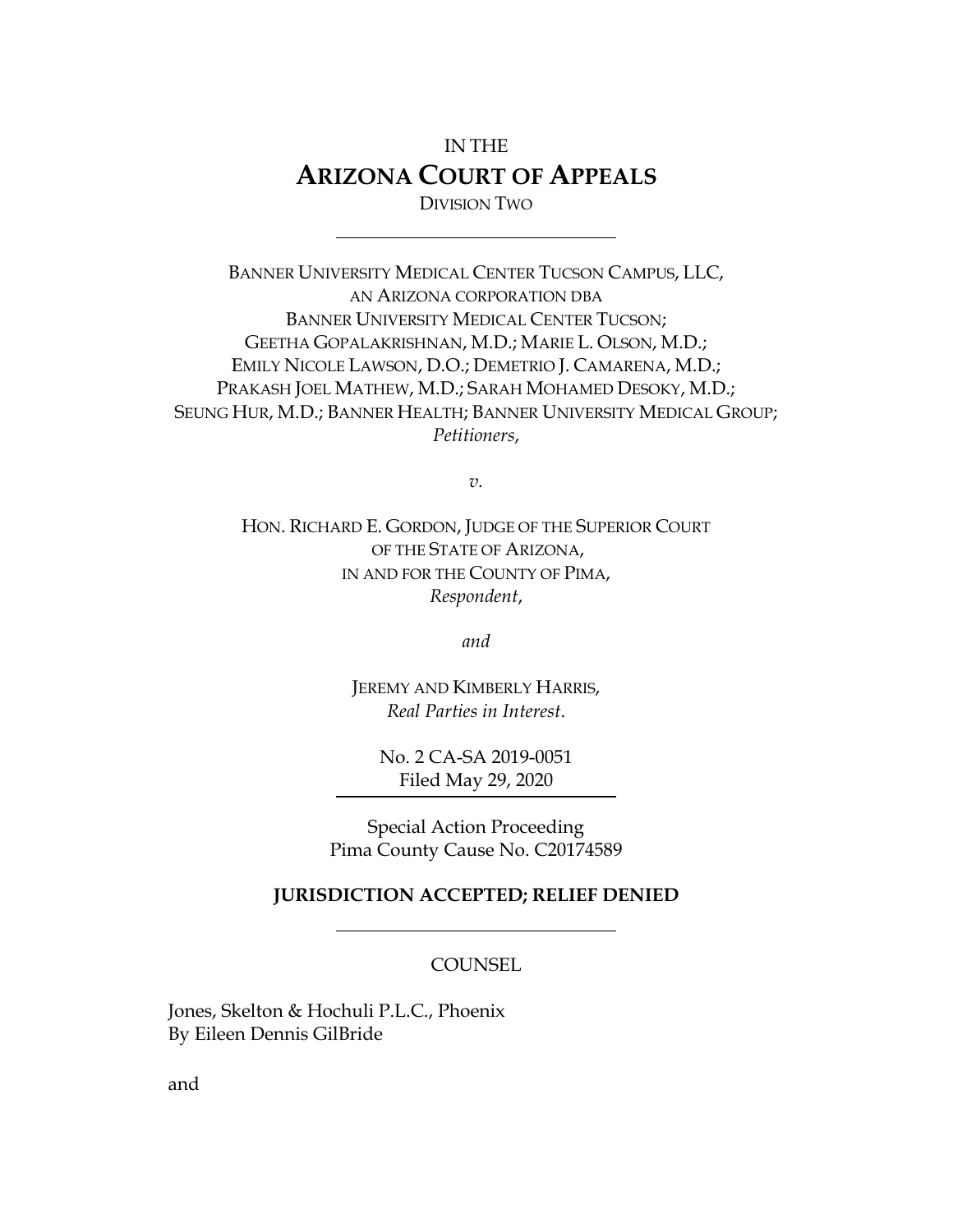IN THE

# ARIZONA COURT OF APPEALS

DIVISION TWO

---

BANNER UNIVERSITY MEDICAL CENTER TUCSON CAMPUS, LLC,
AN ARIZONA CORPORATION DBA
BANNER UNIVERSITY MEDICAL CENTER TUCSON;
GEETHA GOPALAKRISHNAN, M.D.; MARIE L. OLSON, M.D.;
EMILY NICOLE LAWSON, D.O.; DEMETRIO J. CAMARENA, M.D.;
PRAKASH JOEL MATHEW, M.D.; SARAH MOHAMED DESOKY, M.D.;
SEUNG HUR, M.D.; BANNER HEALTH; BANNER UNIVERSITY MEDICAL GROUP;
*Petitioners*,

*v.*

HON. RICHARD E. GORDON, JUDGE OF THE SUPERIOR COURT
OF THE STATE OF ARIZONA,
IN AND FOR THE COUNTY OF PIMA,
*Respondent*,

*and*

JEREMY AND KIMBERLY HARRIS,
*Real Parties in Interest*.

No. 2 CA-SA 2019-0051
Filed May 29, 2020

---

Special Action Proceeding
Pima County Cause No. C20174589

**JURISDICTION ACCEPTED; RELIEF DENIED**

---

COUNSEL

Jones, Skelton & Hochuli P.L.C., Phoenix
By Eileen Dennis GilBride

and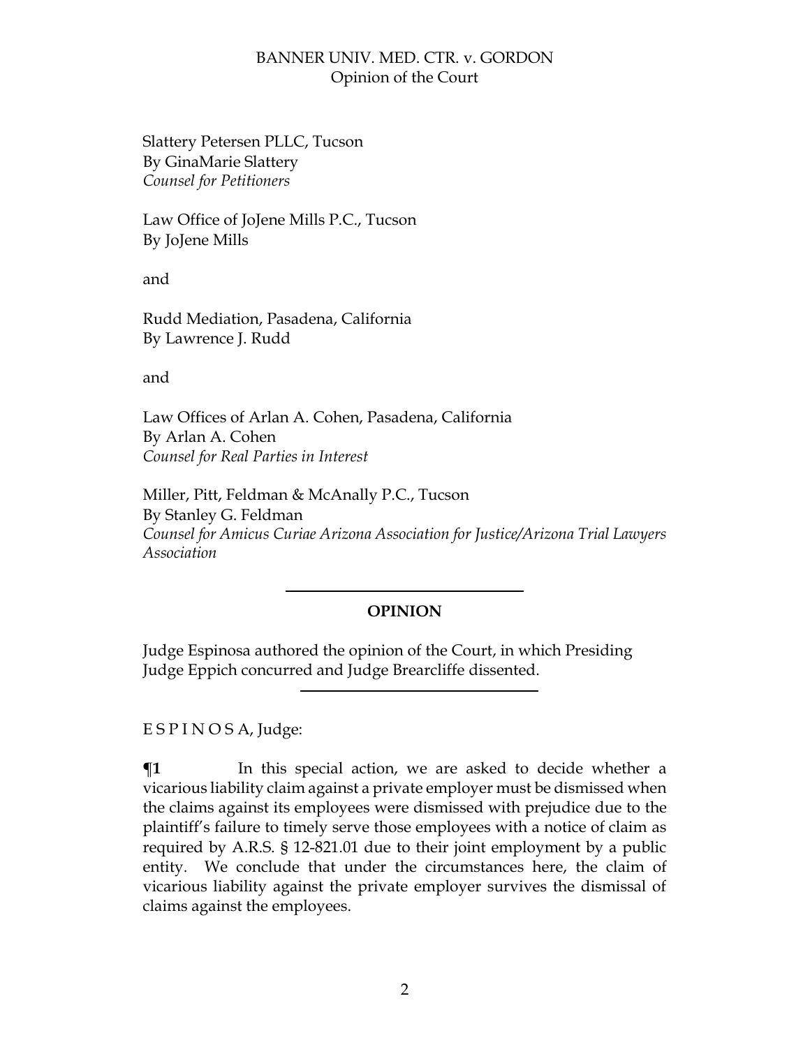Slattery Petersen PLLC, Tucson
By GinaMarie Slattery
*Counsel for Petitioners*

Law Office of JoJene Mills P.C., Tucson
By JoJene Mills

and

Rudd Mediation, Pasadena, California
By Lawrence J. Rudd

and

Law Offices of Arlan A. Cohen, Pasadena, California
By Arlan A. Cohen
*Counsel for Real Parties in Interest*

Miller, Pitt, Feldman & McAnally P.C., Tucson
By Stanley G. Feldman
*Counsel for Amicus Curiae Arizona Association for Justice/Arizona Trial Lawyers Association*

---

## OPINION

Judge Espinosa authored the opinion of the Court, in which Presiding Judge Eppich concurred and Judge Brearcliffe dissented.

---

E S P I N O S A, Judge:

**¶1** In this special action, we are asked to decide whether a vicarious liability claim against a private employer must be dismissed when the claims against its employees were dismissed with prejudice due to the plaintiff's failure to timely serve those employees with a notice of claim as required by A.R.S. § 12-821.01 due to their joint employment by a public entity. We conclude that under the circumstances here, the claim of vicarious liability against the private employer survives the dismissal of claims against the employees.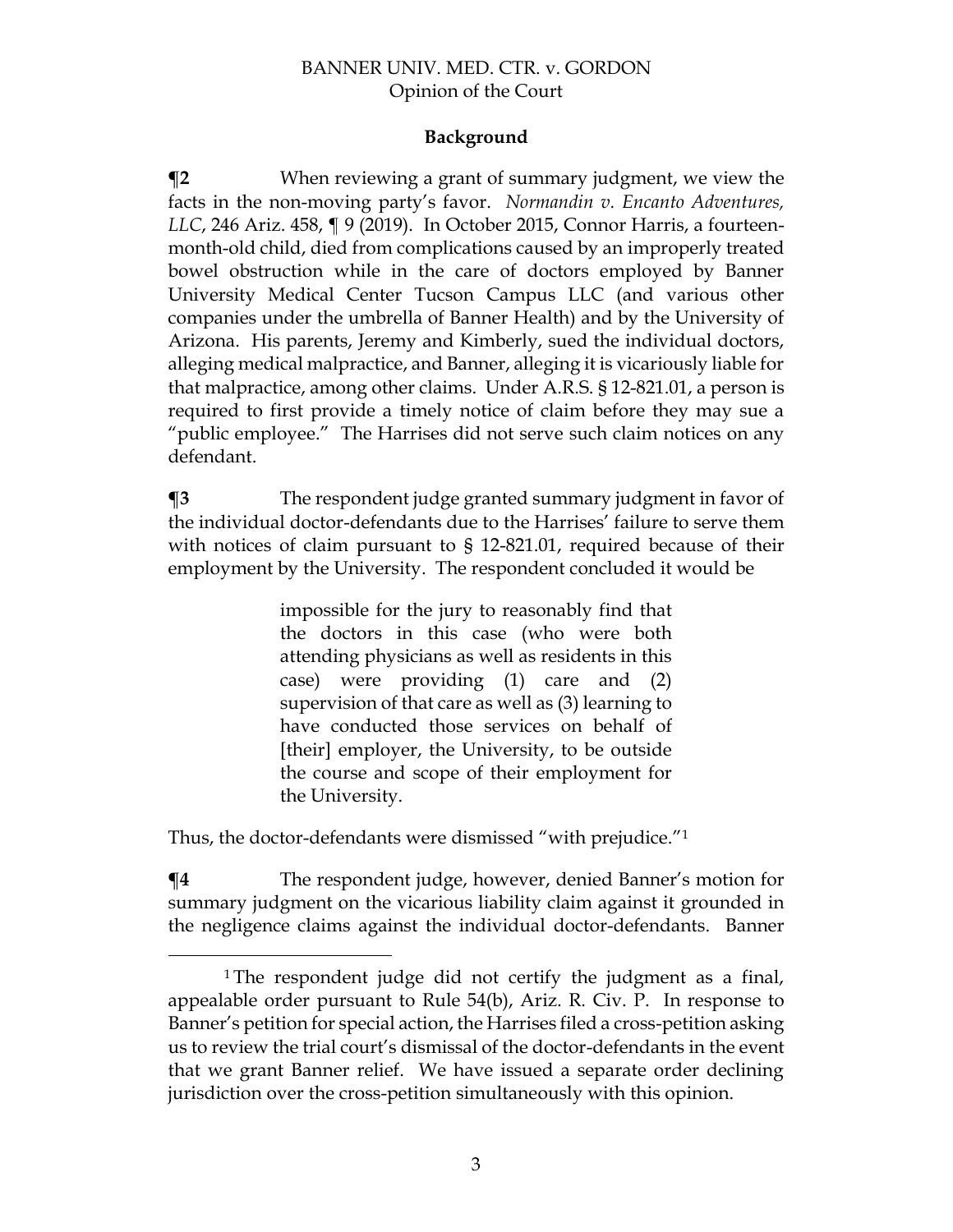## Background

**¶2** When reviewing a grant of summary judgment, we view the facts in the non-moving party's favor. *Normandin v. Encanto Adventures, LLC*, 246 Ariz. 458, ¶ 9 (2019). In October 2015, Connor Harris, a fourteen-month-old child, died from complications caused by an improperly treated bowel obstruction while in the care of doctors employed by Banner University Medical Center Tucson Campus LLC (and various other companies under the umbrella of Banner Health) and by the University of Arizona. His parents, Jeremy and Kimberly, sued the individual doctors, alleging medical malpractice, and Banner, alleging it is vicariously liable for that malpractice, among other claims. Under A.R.S. § 12-821.01, a person is required to first provide a timely notice of claim before they may sue a "public employee." The Harrises did not serve such claim notices on any defendant.

**¶3** The respondent judge granted summary judgment in favor of the individual doctor-defendants due to the Harrises' failure to serve them with notices of claim pursuant to § 12-821.01, required because of their employment by the University. The respondent concluded it would be

> impossible for the jury to reasonably find that the doctors in this case (who were both attending physicians as well as residents in this case) were providing (1) care and (2) supervision of that care as well as (3) learning to have conducted those services on behalf of [their] employer, the University, to be outside the course and scope of their employment for the University.

Thus, the doctor-defendants were dismissed "with prejudice."[1]

**¶4** The respondent judge, however, denied Banner's motion for summary judgment on the vicarious liability claim against it grounded in the negligence claims against the individual doctor-defendants. Banner

[1] The respondent judge did not certify the judgment as a final, appealable order pursuant to Rule 54(b), Ariz. R. Civ. P. In response to Banner's petition for special action, the Harrises filed a cross-petition asking us to review the trial court's dismissal of the doctor-defendants in the event that we grant Banner relief. We have issued a separate order declining jurisdiction over the cross-petition simultaneously with this opinion.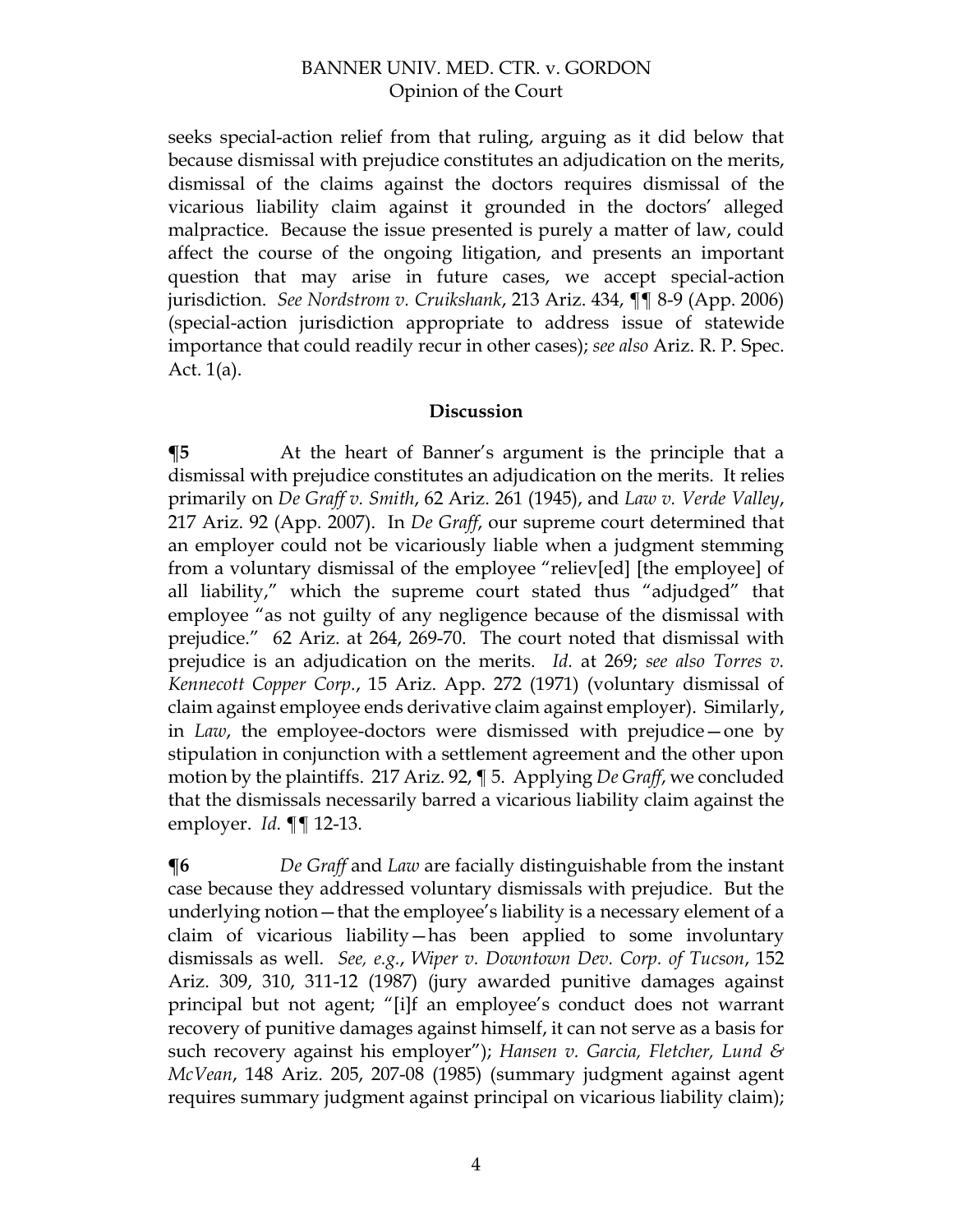seeks special-action relief from that ruling, arguing as it did below that because dismissal with prejudice constitutes an adjudication on the merits, dismissal of the claims against the doctors requires dismissal of the vicarious liability claim against it grounded in the doctors' alleged malpractice. Because the issue presented is purely a matter of law, could affect the course of the ongoing litigation, and presents an important question that may arise in future cases, we accept special-action jurisdiction. *See Nordstrom v. Cruikshank*, 213 Ariz. 434, ¶¶ 8-9 (App. 2006) (special-action jurisdiction appropriate to address issue of statewide importance that could readily recur in other cases); *see also* Ariz. R. P. Spec. Act. 1(a).

## Discussion

**¶5** At the heart of Banner's argument is the principle that a dismissal with prejudice constitutes an adjudication on the merits. It relies primarily on *De Graff v. Smith*, 62 Ariz. 261 (1945), and *Law v. Verde Valley*, 217 Ariz. 92 (App. 2007). In *De Graff*, our supreme court determined that an employer could not be vicariously liable when a judgment stemming from a voluntary dismissal of the employee "reliev[ed] [the employee] of all liability," which the supreme court stated thus "adjudged" that employee "as not guilty of any negligence because of the dismissal with prejudice." 62 Ariz. at 264, 269-70. The court noted that dismissal with prejudice is an adjudication on the merits. *Id.* at 269; *see also Torres v. Kennecott Copper Corp.*, 15 Ariz. App. 272 (1971) (voluntary dismissal of claim against employee ends derivative claim against employer). Similarly, in *Law*, the employee-doctors were dismissed with prejudice—one by stipulation in conjunction with a settlement agreement and the other upon motion by the plaintiffs. 217 Ariz. 92, ¶ 5. Applying *De Graff*, we concluded that the dismissals necessarily barred a vicarious liability claim against the employer. *Id.* ¶¶ 12-13.

**¶6** *De Graff* and *Law* are facially distinguishable from the instant case because they addressed voluntary dismissals with prejudice. But the underlying notion—that the employee's liability is a necessary element of a claim of vicarious liability—has been applied to some involuntary dismissals as well. *See, e.g.*, *Wiper v. Downtown Dev. Corp. of Tucson*, 152 Ariz. 309, 310, 311-12 (1987) (jury awarded punitive damages against principal but not agent; "[i]f an employee's conduct does not warrant recovery of punitive damages against himself, it can not serve as a basis for such recovery against his employer"); *Hansen v. Garcia, Fletcher, Lund & McVean*, 148 Ariz. 205, 207-08 (1985) (summary judgment against agent requires summary judgment against principal on vicarious liability claim);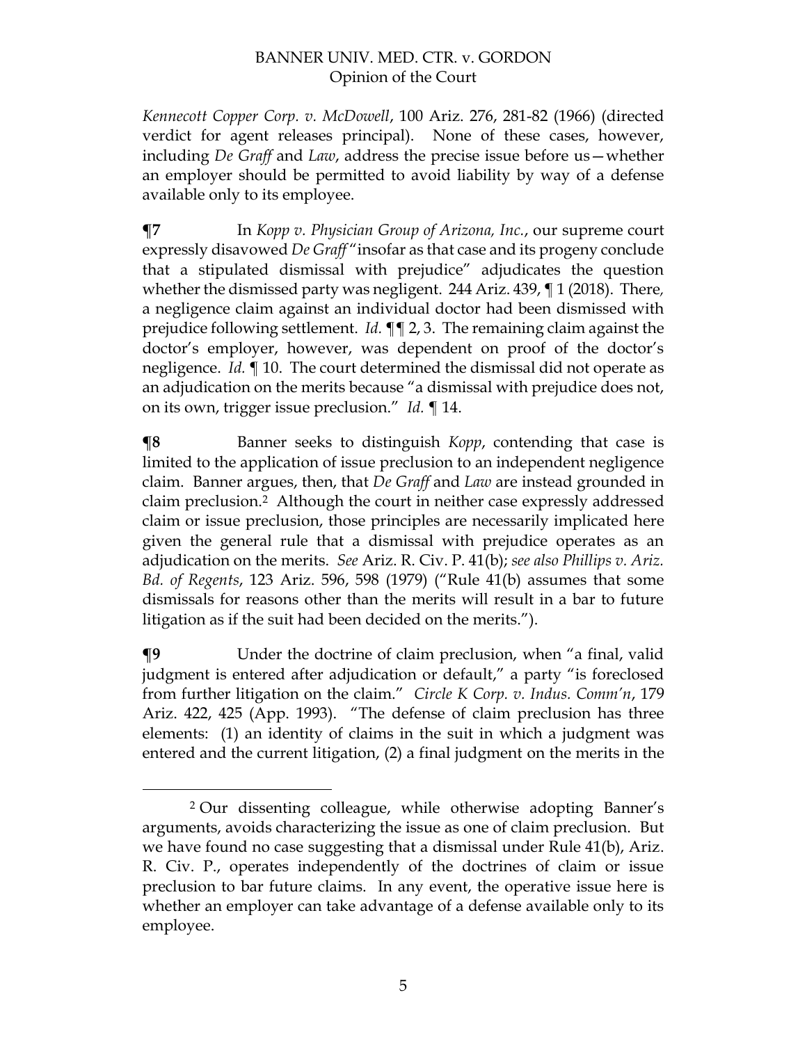*Kennecott Copper Corp. v. McDowell*, 100 Ariz. 276, 281-82 (1966) (directed verdict for agent releases principal). None of these cases, however, including *De Graff* and *Law*, address the precise issue before us—whether an employer should be permitted to avoid liability by way of a defense available only to its employee.

**¶7** In *Kopp v. Physician Group of Arizona, Inc.*, our supreme court expressly disavowed *De Graff* "insofar as that case and its progeny conclude that a stipulated dismissal with prejudice" adjudicates the question whether the dismissed party was negligent. 244 Ariz. 439, ¶ 1 (2018). There, a negligence claim against an individual doctor had been dismissed with prejudice following settlement. *Id.* ¶¶ 2, 3. The remaining claim against the doctor's employer, however, was dependent on proof of the doctor's negligence. *Id.* ¶ 10. The court determined the dismissal did not operate as an adjudication on the merits because "a dismissal with prejudice does not, on its own, trigger issue preclusion." *Id.* ¶ 14.

**¶8** Banner seeks to distinguish *Kopp*, contending that case is limited to the application of issue preclusion to an independent negligence claim. Banner argues, then, that *De Graff* and *Law* are instead grounded in claim preclusion.[2] Although the court in neither case expressly addressed claim or issue preclusion, those principles are necessarily implicated here given the general rule that a dismissal with prejudice operates as an adjudication on the merits. *See* Ariz. R. Civ. P. 41(b); *see also Phillips v. Ariz. Bd. of Regents*, 123 Ariz. 596, 598 (1979) ("Rule 41(b) assumes that some dismissals for reasons other than the merits will result in a bar to future litigation as if the suit had been decided on the merits.").

**¶9** Under the doctrine of claim preclusion, when "a final, valid judgment is entered after adjudication or default," a party "is foreclosed from further litigation on the claim." *Circle K Corp. v. Indus. Comm'n*, 179 Ariz. 422, 425 (App. 1993). "The defense of claim preclusion has three elements: (1) an identity of claims in the suit in which a judgment was entered and the current litigation, (2) a final judgment on the merits in the

---

[2] Our dissenting colleague, while otherwise adopting Banner's arguments, avoids characterizing the issue as one of claim preclusion. But we have found no case suggesting that a dismissal under Rule 41(b), Ariz. R. Civ. P., operates independently of the doctrines of claim or issue preclusion to bar future claims. In any event, the operative issue here is whether an employer can take advantage of a defense available only to its employee.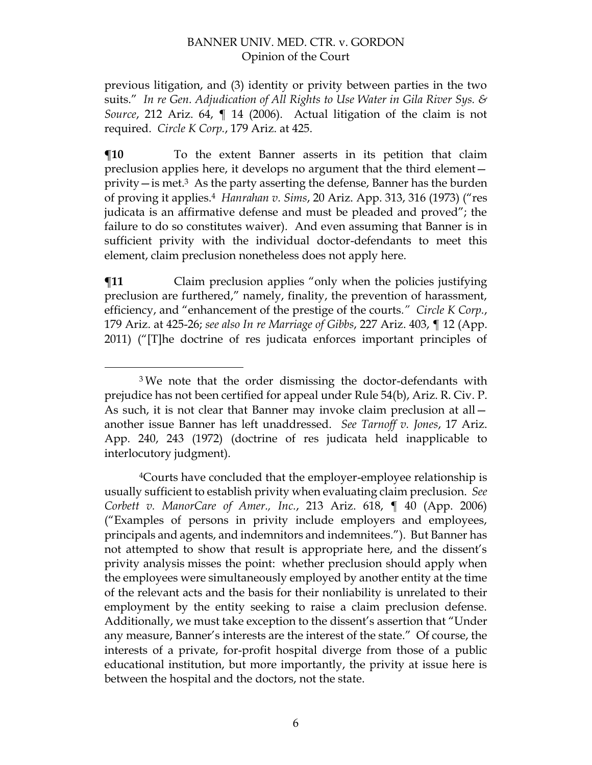previous litigation, and (3) identity or privity between parties in the two suits." *In re Gen. Adjudication of All Rights to Use Water in Gila River Sys. & Source*, 212 Ariz. 64, ¶ 14 (2006). Actual litigation of the claim is not required. *Circle K Corp.*, 179 Ariz. at 425.

**¶10** To the extent Banner asserts in its petition that claim preclusion applies here, it develops no argument that the third element—privity—is met.[3] As the party asserting the defense, Banner has the burden of proving it applies.[4] *Hanrahan v. Sims*, 20 Ariz. App. 313, 316 (1973) ("res judicata is an affirmative defense and must be pleaded and proved"; the failure to do so constitutes waiver). And even assuming that Banner is in sufficient privity with the individual doctor-defendants to meet this element, claim preclusion nonetheless does not apply here.

**¶11** Claim preclusion applies "only when the policies justifying preclusion are furthered," namely, finality, the prevention of harassment, efficiency, and "enhancement of the prestige of the courts." *Circle K Corp.*, 179 Ariz. at 425-26; *see also In re Marriage of Gibbs*, 227 Ariz. 403, ¶ 12 (App. 2011) ("[T]he doctrine of res judicata enforces important principles of

---

[3] We note that the order dismissing the doctor-defendants with prejudice has not been certified for appeal under Rule 54(b), Ariz. R. Civ. P. As such, it is not clear that Banner may invoke claim preclusion at all—another issue Banner has left unaddressed. *See Tarnoff v. Jones*, 17 Ariz. App. 240, 243 (1972) (doctrine of res judicata held inapplicable to interlocutory judgment).

[4] Courts have concluded that the employer-employee relationship is usually sufficient to establish privity when evaluating claim preclusion. *See Corbett v. ManorCare of Amer., Inc.*, 213 Ariz. 618, ¶ 40 (App. 2006) ("Examples of persons in privity include employers and employees, principals and agents, and indemnitors and indemnitees."). But Banner has not attempted to show that result is appropriate here, and the dissent's privity analysis misses the point: whether preclusion should apply when the employees were simultaneously employed by another entity at the time of the relevant acts and the basis for their nonliability is unrelated to their employment by the entity seeking to raise a claim preclusion defense. Additionally, we must take exception to the dissent's assertion that "Under any measure, Banner's interests are the interest of the state." Of course, the interests of a private, for-profit hospital diverge from those of a public educational institution, but more importantly, the privity at issue here is between the hospital and the doctors, not the state.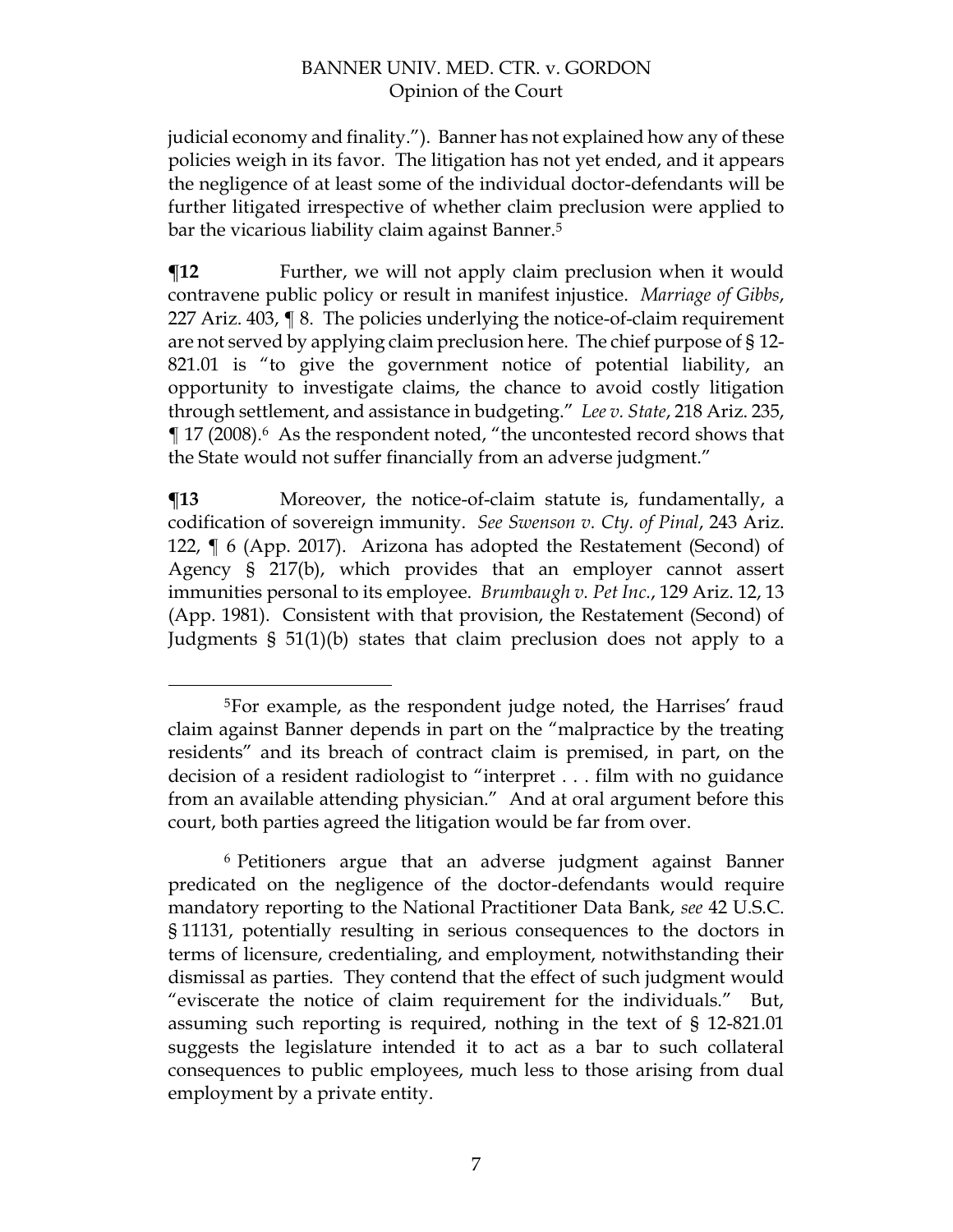judicial economy and finality."). Banner has not explained how any of these policies weigh in its favor. The litigation has not yet ended, and it appears the negligence of at least some of the individual doctor-defendants will be further litigated irrespective of whether claim preclusion were applied to bar the vicarious liability claim against Banner.[5]

**¶12** Further, we will not apply claim preclusion when it would contravene public policy or result in manifest injustice. *Marriage of Gibbs*, 227 Ariz. 403, ¶ 8. The policies underlying the notice-of-claim requirement are not served by applying claim preclusion here. The chief purpose of § 12-821.01 is "to give the government notice of potential liability, an opportunity to investigate claims, the chance to avoid costly litigation through settlement, and assistance in budgeting." *Lee v. State*, 218 Ariz. 235, ¶ 17 (2008).[6] As the respondent noted, "the uncontested record shows that the State would not suffer financially from an adverse judgment."

**¶13** Moreover, the notice-of-claim statute is, fundamentally, a codification of sovereign immunity. *See Swenson v. Cty. of Pinal*, 243 Ariz. 122, ¶ 6 (App. 2017). Arizona has adopted the Restatement (Second) of Agency § 217(b), which provides that an employer cannot assert immunities personal to its employee. *Brumbaugh v. Pet Inc.*, 129 Ariz. 12, 13 (App. 1981). Consistent with that provision, the Restatement (Second) of Judgments § 51(1)(b) states that claim preclusion does not apply to a

---

[5]For example, as the respondent judge noted, the Harrises' fraud claim against Banner depends in part on the "malpractice by the treating residents" and its breach of contract claim is premised, in part, on the decision of a resident radiologist to "interpret . . . film with no guidance from an available attending physician." And at oral argument before this court, both parties agreed the litigation would be far from over.

[6] Petitioners argue that an adverse judgment against Banner predicated on the negligence of the doctor-defendants would require mandatory reporting to the National Practitioner Data Bank, *see* 42 U.S.C. § 11131, potentially resulting in serious consequences to the doctors in terms of licensure, credentialing, and employment, notwithstanding their dismissal as parties. They contend that the effect of such judgment would "eviscerate the notice of claim requirement for the individuals." But, assuming such reporting is required, nothing in the text of § 12-821.01 suggests the legislature intended it to act as a bar to such collateral consequences to public employees, much less to those arising from dual employment by a private entity.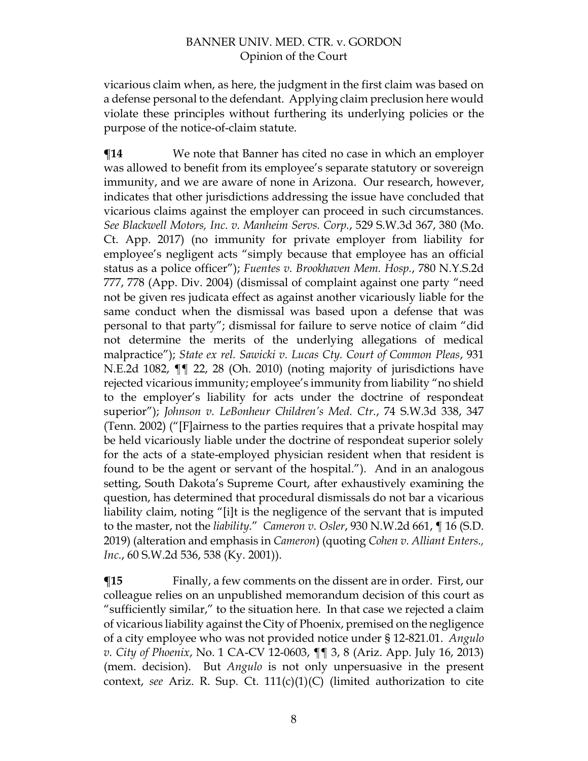vicarious claim when, as here, the judgment in the first claim was based on a defense personal to the defendant. Applying claim preclusion here would violate these principles without furthering its underlying policies or the purpose of the notice-of-claim statute.

**¶14** We note that Banner has cited no case in which an employer was allowed to benefit from its employee's separate statutory or sovereign immunity, and we are aware of none in Arizona. Our research, however, indicates that other jurisdictions addressing the issue have concluded that vicarious claims against the employer can proceed in such circumstances. *See Blackwell Motors, Inc. v. Manheim Servs. Corp.*, 529 S.W.3d 367, 380 (Mo. Ct. App. 2017) (no immunity for private employer from liability for employee's negligent acts "simply because that employee has an official status as a police officer"); *Fuentes v. Brookhaven Mem. Hosp.*, 780 N.Y.S.2d 777, 778 (App. Div. 2004) (dismissal of complaint against one party "need not be given res judicata effect as against another vicariously liable for the same conduct when the dismissal was based upon a defense that was personal to that party"; dismissal for failure to serve notice of claim "did not determine the merits of the underlying allegations of medical malpractice"); *State ex rel. Sawicki v. Lucas Cty. Court of Common Pleas*, 931 N.E.2d 1082, ¶¶ 22, 28 (Oh. 2010) (noting majority of jurisdictions have rejected vicarious immunity; employee's immunity from liability "no shield to the employer's liability for acts under the doctrine of respondeat superior"); *Johnson v. LeBonheur Children's Med. Ctr.*, 74 S.W.3d 338, 347 (Tenn. 2002) ("[F]airness to the parties requires that a private hospital may be held vicariously liable under the doctrine of respondeat superior solely for the acts of a state-employed physician resident when that resident is found to be the agent or servant of the hospital."). And in an analogous setting, South Dakota's Supreme Court, after exhaustively examining the question, has determined that procedural dismissals do not bar a vicarious liability claim, noting "[i]t is the negligence of the servant that is imputed to the master, not the *liability*." *Cameron v. Osler*, 930 N.W.2d 661, ¶ 16 (S.D. 2019) (alteration and emphasis in *Cameron*) (quoting *Cohen v. Alliant Enters., Inc.*, 60 S.W.2d 536, 538 (Ky. 2001)).

**¶15** Finally, a few comments on the dissent are in order. First, our colleague relies on an unpublished memorandum decision of this court as "sufficiently similar," to the situation here. In that case we rejected a claim of vicarious liability against the City of Phoenix, premised on the negligence of a city employee who was not provided notice under § 12-821.01. *Angulo v. City of Phoenix*, No. 1 CA-CV 12-0603, ¶¶ 3, 8 (Ariz. App. July 16, 2013) (mem. decision). But *Angulo* is not only unpersuasive in the present context, *see* Ariz. R. Sup. Ct. 111(c)(1)(C) (limited authorization to cite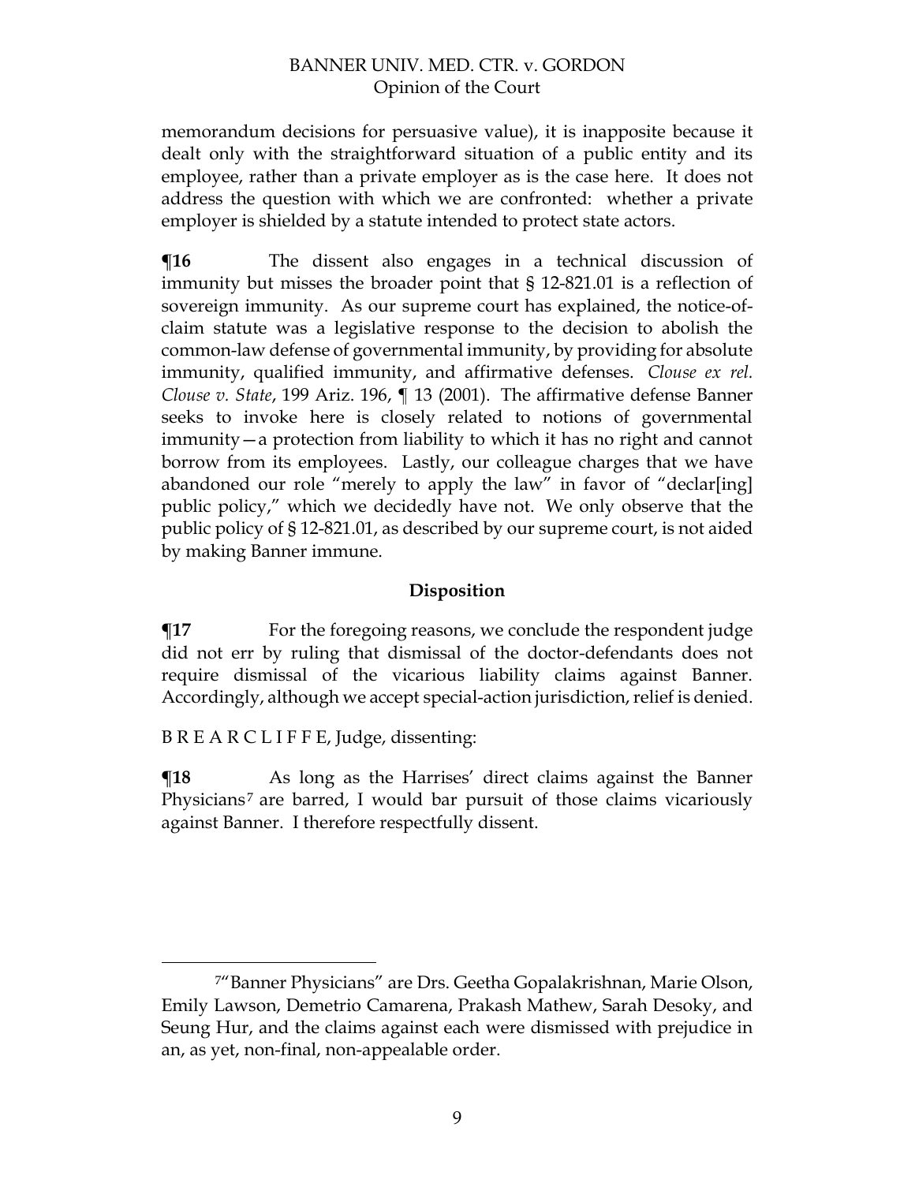memorandum decisions for persuasive value), it is inapposite because it dealt only with the straightforward situation of a public entity and its employee, rather than a private employer as is the case here. It does not address the question with which we are confronted: whether a private employer is shielded by a statute intended to protect state actors.

**¶16** The dissent also engages in a technical discussion of immunity but misses the broader point that § 12-821.01 is a reflection of sovereign immunity. As our supreme court has explained, the notice-of-claim statute was a legislative response to the decision to abolish the common-law defense of governmental immunity, by providing for absolute immunity, qualified immunity, and affirmative defenses. *Clouse ex rel. Clouse v. State*, 199 Ariz. 196, ¶ 13 (2001). The affirmative defense Banner seeks to invoke here is closely related to notions of governmental immunity—a protection from liability to which it has no right and cannot borrow from its employees. Lastly, our colleague charges that we have abandoned our role "merely to apply the law" in favor of "declar[ing] public policy," which we decidedly have not. We only observe that the public policy of § 12-821.01, as described by our supreme court, is not aided by making Banner immune.

### Disposition

**¶17** For the foregoing reasons, we conclude the respondent judge did not err by ruling that dismissal of the doctor-defendants does not require dismissal of the vicarious liability claims against Banner. Accordingly, although we accept special-action jurisdiction, relief is denied.

B R E A R C L I F F E, Judge, dissenting:

**¶18** As long as the Harrises' direct claims against the Banner Physicians[7] are barred, I would bar pursuit of those claims vicariously against Banner. I therefore respectfully dissent.

---

[7] "Banner Physicians" are Drs. Geetha Gopalakrishnan, Marie Olson, Emily Lawson, Demetrio Camarena, Prakash Mathew, Sarah Desoky, and Seung Hur, and the claims against each were dismissed with prejudice in an, as yet, non-final, non-appealable order.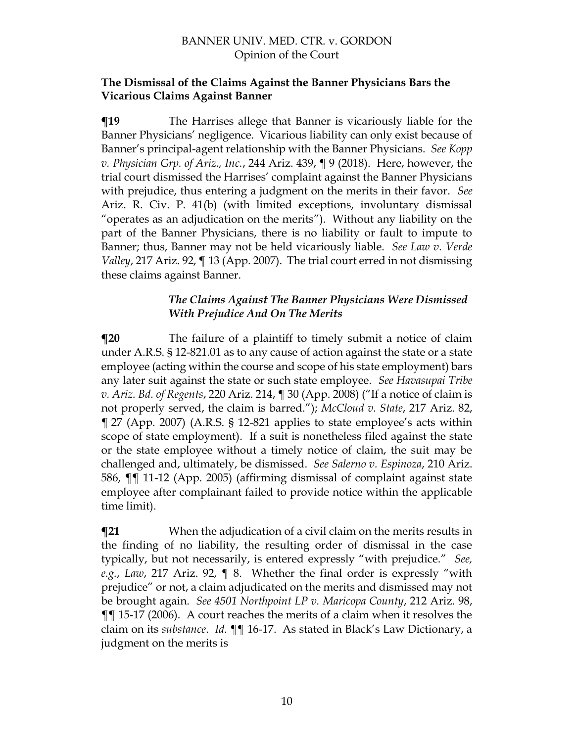**The Dismissal of the Claims Against the Banner Physicians Bars the Vicarious Claims Against Banner**

**¶19** The Harrises allege that Banner is vicariously liable for the Banner Physicians' negligence. Vicarious liability can only exist because of Banner's principal-agent relationship with the Banner Physicians. *See Kopp v. Physician Grp. of Ariz., Inc.*, 244 Ariz. 439, ¶ 9 (2018). Here, however, the trial court dismissed the Harrises' complaint against the Banner Physicians with prejudice, thus entering a judgment on the merits in their favor. *See* Ariz. R. Civ. P. 41(b) (with limited exceptions, involuntary dismissal "operates as an adjudication on the merits"). Without any liability on the part of the Banner Physicians, there is no liability or fault to impute to Banner; thus, Banner may not be held vicariously liable. *See Law v. Verde Valley*, 217 Ariz. 92, ¶ 13 (App. 2007). The trial court erred in not dismissing these claims against Banner.

***The Claims Against The Banner Physicians Were Dismissed With Prejudice And On The Merits***

**¶20** The failure of a plaintiff to timely submit a notice of claim under A.R.S. § 12-821.01 as to any cause of action against the state or a state employee (acting within the course and scope of his state employment) bars any later suit against the state or such state employee. *See Havasupai Tribe v. Ariz. Bd. of Regents*, 220 Ariz. 214, ¶ 30 (App. 2008) ("If a notice of claim is not properly served, the claim is barred."); *McCloud v. State*, 217 Ariz. 82, ¶ 27 (App. 2007) (A.R.S. § 12-821 applies to state employee's acts within scope of state employment). If a suit is nonetheless filed against the state or the state employee without a timely notice of claim, the suit may be challenged and, ultimately, be dismissed. *See Salerno v. Espinoza*, 210 Ariz. 586, ¶¶ 11-12 (App. 2005) (affirming dismissal of complaint against state employee after complainant failed to provide notice within the applicable time limit).

**¶21** When the adjudication of a civil claim on the merits results in the finding of no liability, the resulting order of dismissal in the case typically, but not necessarily, is entered expressly "with prejudice." *See, e.g.*, *Law*, 217 Ariz. 92, ¶ 8. Whether the final order is expressly "with prejudice" or not, a claim adjudicated on the merits and dismissed may not be brought again. *See 4501 Northpoint LP v. Maricopa County*, 212 Ariz. 98, ¶¶ 15-17 (2006). A court reaches the merits of a claim when it resolves the claim on its *substance*. *Id.* ¶¶ 16-17. As stated in Black's Law Dictionary, a judgment on the merits is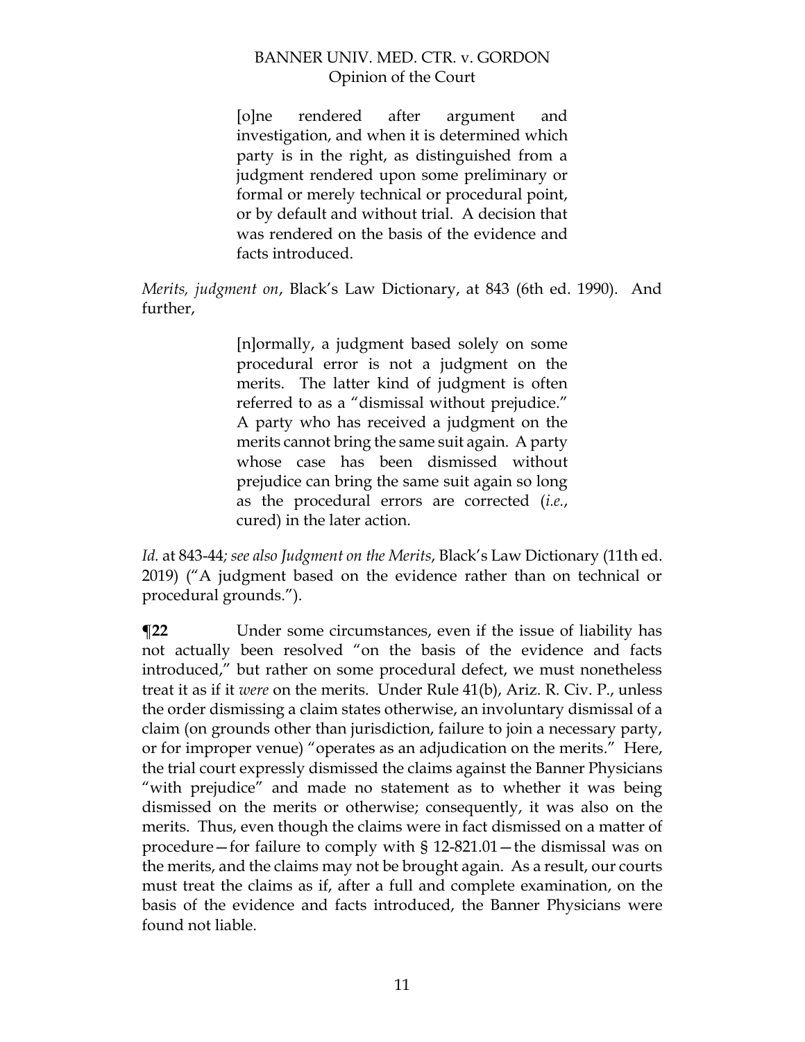> [o]ne rendered after argument and investigation, and when it is determined which party is in the right, as distinguished from a judgment rendered upon some preliminary or formal or merely technical or procedural point, or by default and without trial. A decision that was rendered on the basis of the evidence and facts introduced.

*Merits, judgment on*, Black's Law Dictionary, at 843 (6th ed. 1990). And further,

> [n]ormally, a judgment based solely on some procedural error is not a judgment on the merits. The latter kind of judgment is often referred to as a "dismissal without prejudice." A party who has received a judgment on the merits cannot bring the same suit again. A party whose case has been dismissed without prejudice can bring the same suit again so long as the procedural errors are corrected (*i.e.*, cured) in the later action.

*Id.* at 843-44*; see also Judgment on the Merits*, Black's Law Dictionary (11th ed. 2019) ("A judgment based on the evidence rather than on technical or procedural grounds.").

**¶22** Under some circumstances, even if the issue of liability has not actually been resolved "on the basis of the evidence and facts introduced," but rather on some procedural defect, we must nonetheless treat it as if it *were* on the merits. Under Rule 41(b), Ariz. R. Civ. P., unless the order dismissing a claim states otherwise, an involuntary dismissal of a claim (on grounds other than jurisdiction, failure to join a necessary party, or for improper venue) "operates as an adjudication on the merits." Here, the trial court expressly dismissed the claims against the Banner Physicians "with prejudice" and made no statement as to whether it was being dismissed on the merits or otherwise; consequently, it was also on the merits. Thus, even though the claims were in fact dismissed on a matter of procedure—for failure to comply with § 12-821.01—the dismissal was on the merits, and the claims may not be brought again. As a result, our courts must treat the claims as if, after a full and complete examination, on the basis of the evidence and facts introduced, the Banner Physicians were found not liable.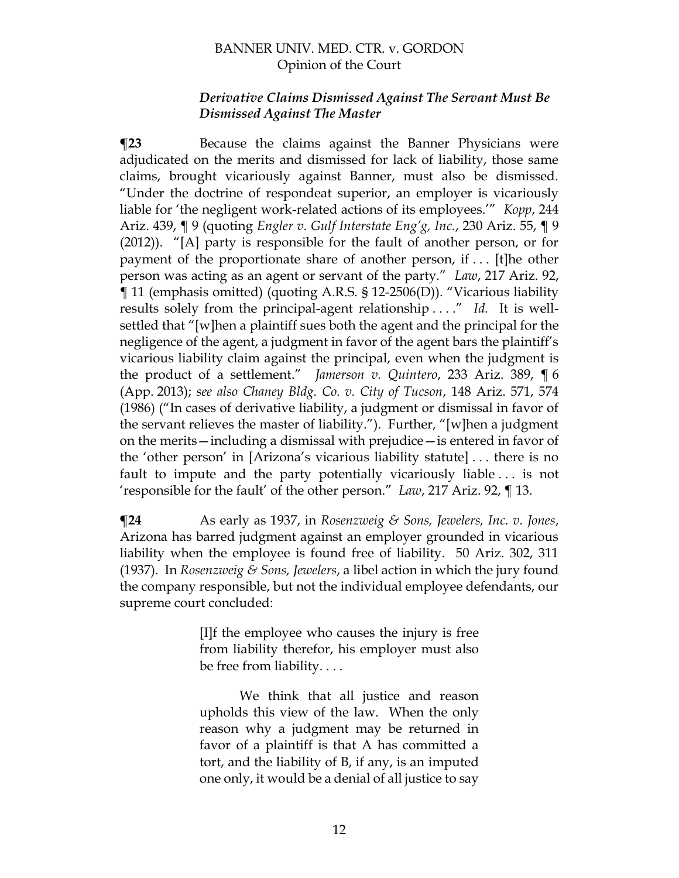***Derivative Claims Dismissed Against The Servant Must Be Dismissed Against The Master***

**¶23** Because the claims against the Banner Physicians were adjudicated on the merits and dismissed for lack of liability, those same claims, brought vicariously against Banner, must also be dismissed. "Under the doctrine of respondeat superior, an employer is vicariously liable for 'the negligent work-related actions of its employees.'" *Kopp*, 244 Ariz. 439, ¶ 9 (quoting *Engler v. Gulf Interstate Eng'g, Inc.*, 230 Ariz. 55, ¶ 9 (2012)). "[A] party is responsible for the fault of another person, or for payment of the proportionate share of another person, if . . . [t]he other person was acting as an agent or servant of the party." *Law*, 217 Ariz. 92, ¶ 11 (emphasis omitted) (quoting A.R.S. § 12-2506(D)). "Vicarious liability results solely from the principal-agent relationship . . . ." *Id.* It is well-settled that "[w]hen a plaintiff sues both the agent and the principal for the negligence of the agent, a judgment in favor of the agent bars the plaintiff's vicarious liability claim against the principal, even when the judgment is the product of a settlement." *Jamerson v. Quintero*, 233 Ariz. 389, ¶ 6 (App. 2013); *see also Chaney Bldg. Co. v. City of Tucson*, 148 Ariz. 571, 574 (1986) ("In cases of derivative liability, a judgment or dismissal in favor of the servant relieves the master of liability."). Further, "[w]hen a judgment on the merits—including a dismissal with prejudice—is entered in favor of the 'other person' in [Arizona's vicarious liability statute] . . . there is no fault to impute and the party potentially vicariously liable . . . is not 'responsible for the fault' of the other person." *Law*, 217 Ariz. 92, ¶ 13.

**¶24** As early as 1937, in *Rosenzweig & Sons, Jewelers, Inc. v. Jones*, Arizona has barred judgment against an employer grounded in vicarious liability when the employee is found free of liability. 50 Ariz. 302, 311 (1937). In *Rosenzweig & Sons, Jewelers*, a libel action in which the jury found the company responsible, but not the individual employee defendants, our supreme court concluded:

> [I]f the employee who causes the injury is free from liability therefor, his employer must also be free from liability. . . .
>
> We think that all justice and reason upholds this view of the law. When the only reason why a judgment may be returned in favor of a plaintiff is that A has committed a tort, and the liability of B, if any, is an imputed one only, it would be a denial of all justice to say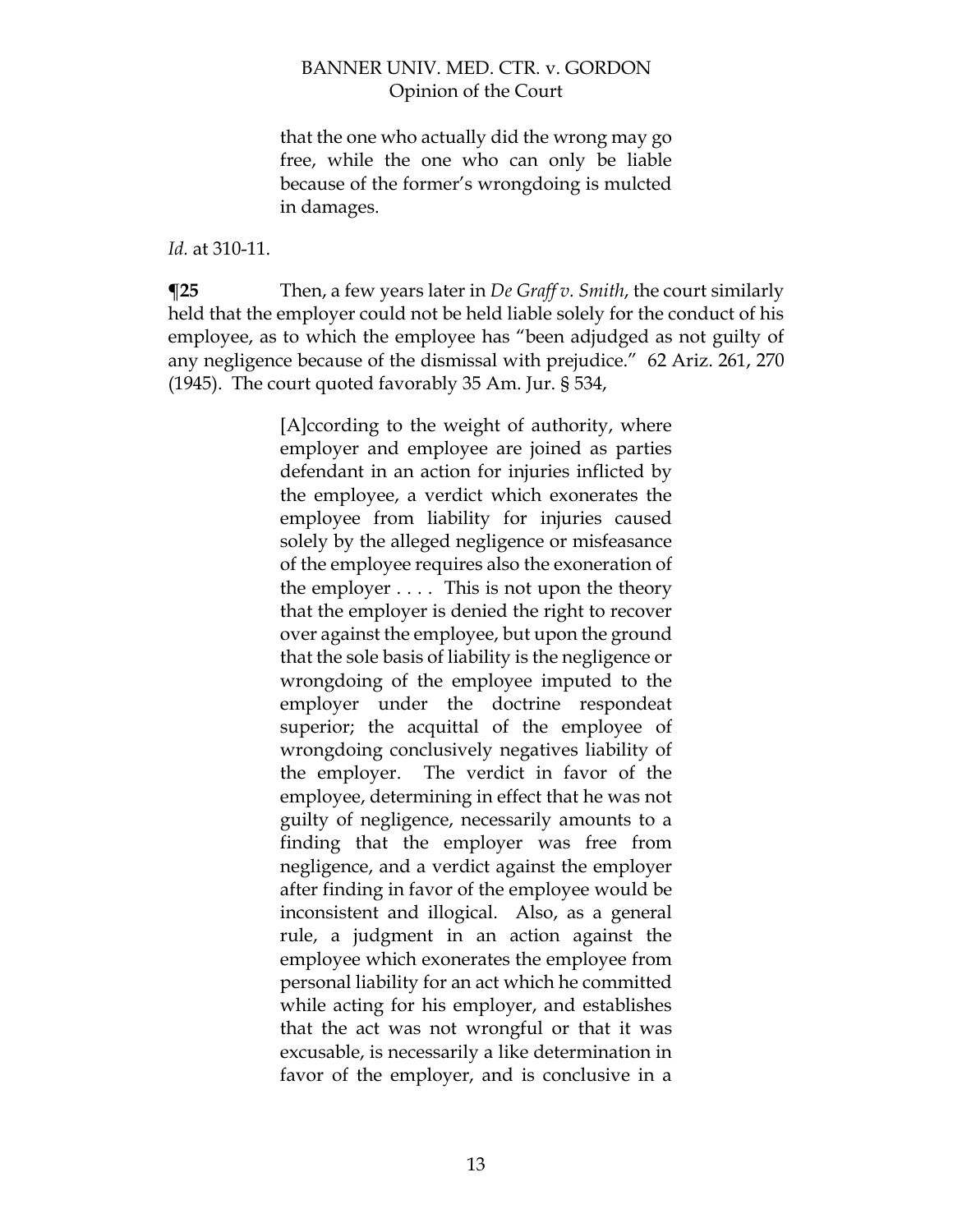> that the one who actually did the wrong may go free, while the one who can only be liable because of the former's wrongdoing is mulcted in damages.

*Id.* at 310-11.

**¶25** Then, a few years later in *De Graff v. Smith*, the court similarly held that the employer could not be held liable solely for the conduct of his employee, as to which the employee has "been adjudged as not guilty of any negligence because of the dismissal with prejudice." 62 Ariz. 261, 270 (1945). The court quoted favorably 35 Am. Jur. § 534,

> [A]ccording to the weight of authority, where employer and employee are joined as parties defendant in an action for injuries inflicted by the employee, a verdict which exonerates the employee from liability for injuries caused solely by the alleged negligence or misfeasance of the employee requires also the exoneration of the employer . . . . This is not upon the theory that the employer is denied the right to recover over against the employee, but upon the ground that the sole basis of liability is the negligence or wrongdoing of the employee imputed to the employer under the doctrine respondeat superior; the acquittal of the employee of wrongdoing conclusively negatives liability of the employer. The verdict in favor of the employee, determining in effect that he was not guilty of negligence, necessarily amounts to a finding that the employer was free from negligence, and a verdict against the employer after finding in favor of the employee would be inconsistent and illogical. Also, as a general rule, a judgment in an action against the employee which exonerates the employee from personal liability for an act which he committed while acting for his employer, and establishes that the act was not wrongful or that it was excusable, is necessarily a like determination in favor of the employer, and is conclusive in a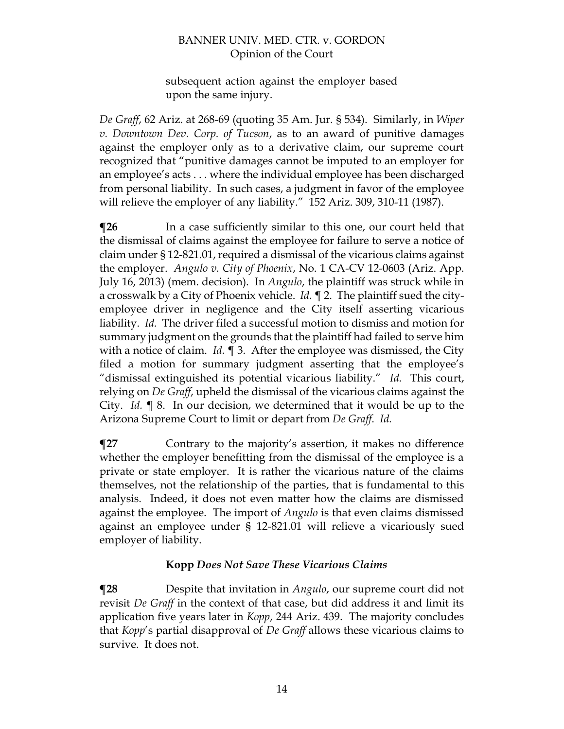> subsequent action against the employer based upon the same injury.

*De Graff*, 62 Ariz. at 268-69 (quoting 35 Am. Jur. § 534). Similarly, in *Wiper v. Downtown Dev. Corp. of Tucson*, as to an award of punitive damages against the employer only as to a derivative claim, our supreme court recognized that "punitive damages cannot be imputed to an employer for an employee's acts . . . where the individual employee has been discharged from personal liability. In such cases, a judgment in favor of the employee will relieve the employer of any liability." 152 Ariz. 309, 310-11 (1987).

**¶26** In a case sufficiently similar to this one, our court held that the dismissal of claims against the employee for failure to serve a notice of claim under § 12-821.01, required a dismissal of the vicarious claims against the employer. *Angulo v. City of Phoenix*, No. 1 CA-CV 12-0603 (Ariz. App. July 16, 2013) (mem. decision). In *Angulo*, the plaintiff was struck while in a crosswalk by a City of Phoenix vehicle. *Id.* ¶ 2. The plaintiff sued the city-employee driver in negligence and the City itself asserting vicarious liability. *Id.* The driver filed a successful motion to dismiss and motion for summary judgment on the grounds that the plaintiff had failed to serve him with a notice of claim. *Id.* ¶ 3. After the employee was dismissed, the City filed a motion for summary judgment asserting that the employee's "dismissal extinguished its potential vicarious liability." *Id.* This court, relying on *De Graff*, upheld the dismissal of the vicarious claims against the City. *Id.* ¶ 8. In our decision, we determined that it would be up to the Arizona Supreme Court to limit or depart from *De Graff*. *Id.*

**¶27** Contrary to the majority's assertion, it makes no difference whether the employer benefitting from the dismissal of the employee is a private or state employer. It is rather the vicarious nature of the claims themselves, not the relationship of the parties, that is fundamental to this analysis. Indeed, it does not even matter how the claims are dismissed against the employee. The import of *Angulo* is that even claims dismissed against an employee under § 12-821.01 will relieve a vicariously sued employer of liability.

### *Kopp Does Not Save These Vicarious Claims*

**¶28** Despite that invitation in *Angulo*, our supreme court did not revisit *De Graff* in the context of that case, but did address it and limit its application five years later in *Kopp*, 244 Ariz. 439. The majority concludes that *Kopp*'s partial disapproval of *De Graff* allows these vicarious claims to survive. It does not.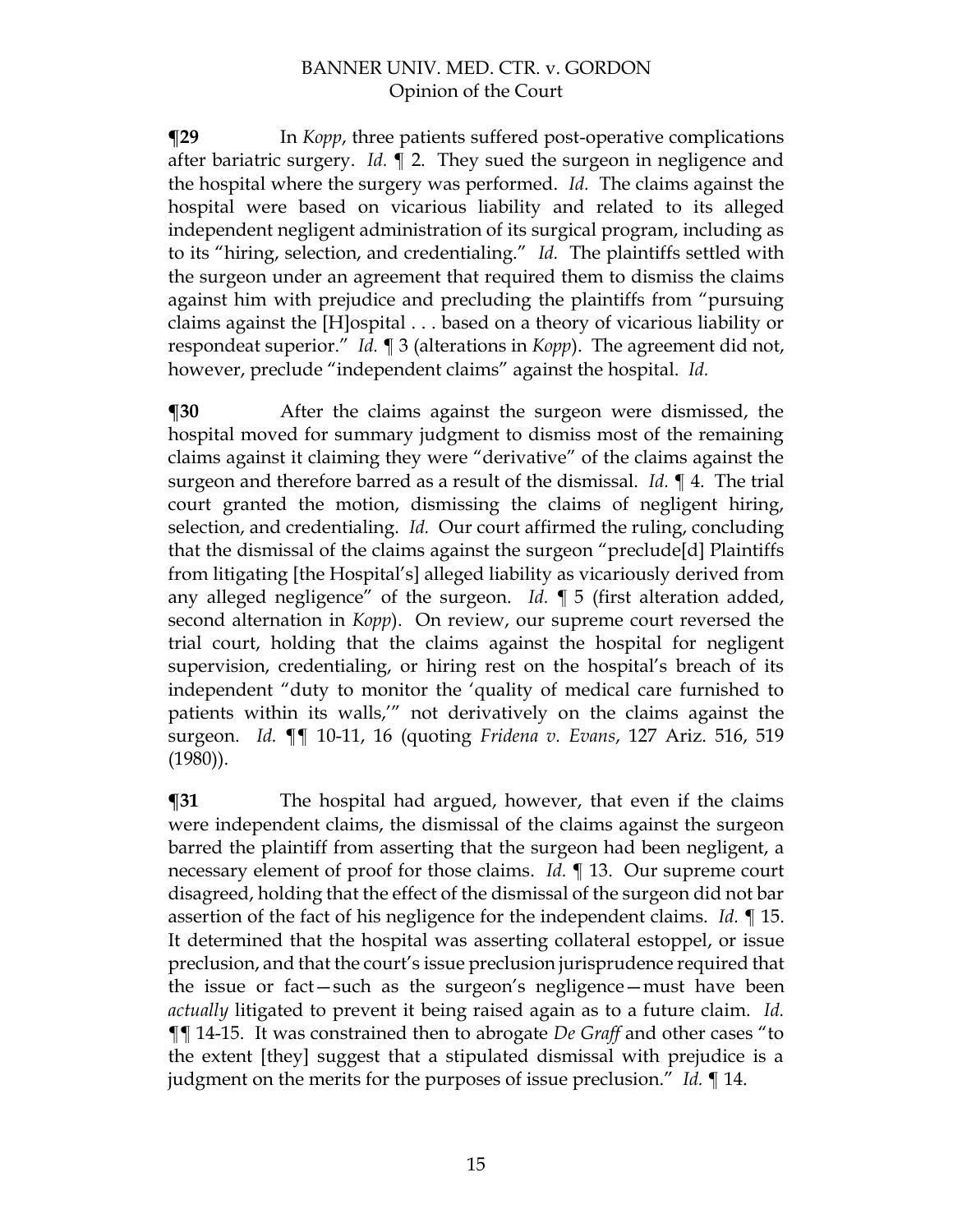**¶29** In *Kopp*, three patients suffered post-operative complications after bariatric surgery. *Id.* ¶ 2. They sued the surgeon in negligence and the hospital where the surgery was performed. *Id.* The claims against the hospital were based on vicarious liability and related to its alleged independent negligent administration of its surgical program, including as to its "hiring, selection, and credentialing." *Id.* The plaintiffs settled with the surgeon under an agreement that required them to dismiss the claims against him with prejudice and precluding the plaintiffs from "pursuing claims against the [H]ospital . . . based on a theory of vicarious liability or respondeat superior." *Id.* ¶ 3 (alterations in *Kopp*). The agreement did not, however, preclude "independent claims" against the hospital. *Id.*

**¶30** After the claims against the surgeon were dismissed, the hospital moved for summary judgment to dismiss most of the remaining claims against it claiming they were "derivative" of the claims against the surgeon and therefore barred as a result of the dismissal. *Id.* ¶ 4. The trial court granted the motion, dismissing the claims of negligent hiring, selection, and credentialing. *Id.* Our court affirmed the ruling, concluding that the dismissal of the claims against the surgeon "preclude[d] Plaintiffs from litigating [the Hospital's] alleged liability as vicariously derived from any alleged negligence" of the surgeon. *Id.* ¶ 5 (first alteration added, second alternation in *Kopp*). On review, our supreme court reversed the trial court, holding that the claims against the hospital for negligent supervision, credentialing, or hiring rest on the hospital's breach of its independent "duty to monitor the 'quality of medical care furnished to patients within its walls,'" not derivatively on the claims against the surgeon. *Id.* ¶¶ 10-11, 16 (quoting *Fridena v. Evans*, 127 Ariz. 516, 519 (1980)).

**¶31** The hospital had argued, however, that even if the claims were independent claims, the dismissal of the claims against the surgeon barred the plaintiff from asserting that the surgeon had been negligent, a necessary element of proof for those claims. *Id.* ¶ 13. Our supreme court disagreed, holding that the effect of the dismissal of the surgeon did not bar assertion of the fact of his negligence for the independent claims. *Id.* ¶ 15. It determined that the hospital was asserting collateral estoppel, or issue preclusion, and that the court's issue preclusion jurisprudence required that the issue or fact—such as the surgeon's negligence—must have been *actually* litigated to prevent it being raised again as to a future claim. *Id.* ¶¶ 14-15. It was constrained then to abrogate *De Graff* and other cases "to the extent [they] suggest that a stipulated dismissal with prejudice is a judgment on the merits for the purposes of issue preclusion." *Id.* ¶ 14.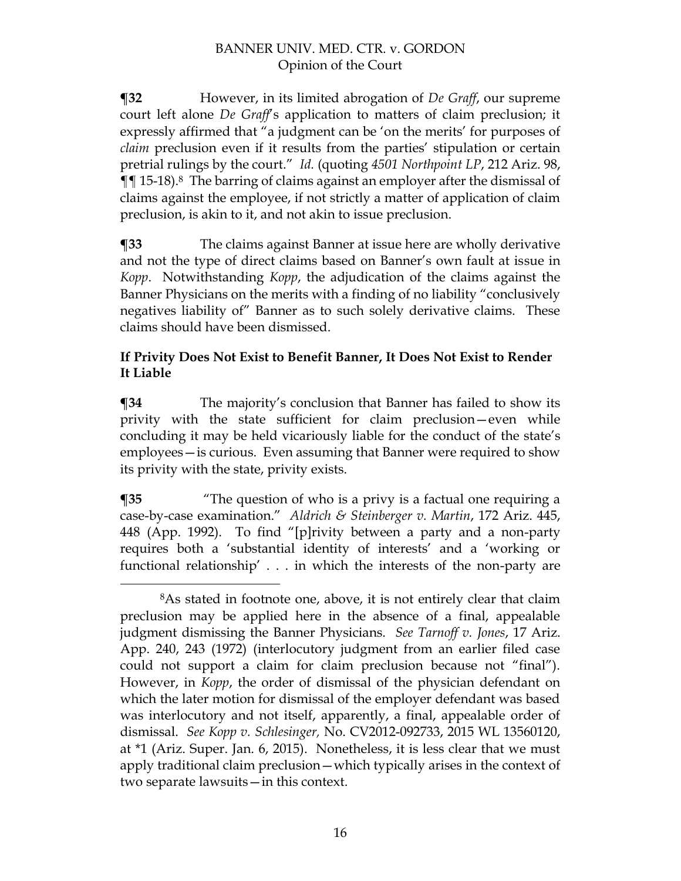**¶32** However, in its limited abrogation of *De Graff*, our supreme court left alone *De Graff*'s application to matters of claim preclusion; it expressly affirmed that "a judgment can be 'on the merits' for purposes of *claim* preclusion even if it results from the parties' stipulation or certain pretrial rulings by the court." *Id.* (quoting *4501 Northpoint LP*, 212 Ariz. 98, ¶¶ 15-18).[8] The barring of claims against an employer after the dismissal of claims against the employee, if not strictly a matter of application of claim preclusion, is akin to it, and not akin to issue preclusion.

**¶33** The claims against Banner at issue here are wholly derivative and not the type of direct claims based on Banner's own fault at issue in *Kopp*. Notwithstanding *Kopp*, the adjudication of the claims against the Banner Physicians on the merits with a finding of no liability "conclusively negatives liability of" Banner as to such solely derivative claims. These claims should have been dismissed.

### If Privity Does Not Exist to Benefit Banner, It Does Not Exist to Render It Liable

**¶34** The majority's conclusion that Banner has failed to show its privity with the state sufficient for claim preclusion—even while concluding it may be held vicariously liable for the conduct of the state's employees—is curious. Even assuming that Banner were required to show its privity with the state, privity exists.

**¶35** "The question of who is a privy is a factual one requiring a case-by-case examination." *Aldrich & Steinberger v. Martin*, 172 Ariz. 445, 448 (App. 1992). To find "[p]rivity between a party and a non-party requires both a 'substantial identity of interests' and a 'working or functional relationship' . . . in which the interests of the non-party are

---

[8]As stated in footnote one, above, it is not entirely clear that claim preclusion may be applied here in the absence of a final, appealable judgment dismissing the Banner Physicians. *See Tarnoff v. Jones*, 17 Ariz. App. 240, 243 (1972) (interlocutory judgment from an earlier filed case could not support a claim for claim preclusion because not "final"). However, in *Kopp*, the order of dismissal of the physician defendant on which the later motion for dismissal of the employer defendant was based was interlocutory and not itself, apparently, a final, appealable order of dismissal. *See Kopp v. Schlesinger,* No. CV2012-092733, 2015 WL 13560120, at *1 (Ariz. Super. Jan. 6, 2015). Nonetheless, it is less clear that we must apply traditional claim preclusion—which typically arises in the context of two separate lawsuits—in this context.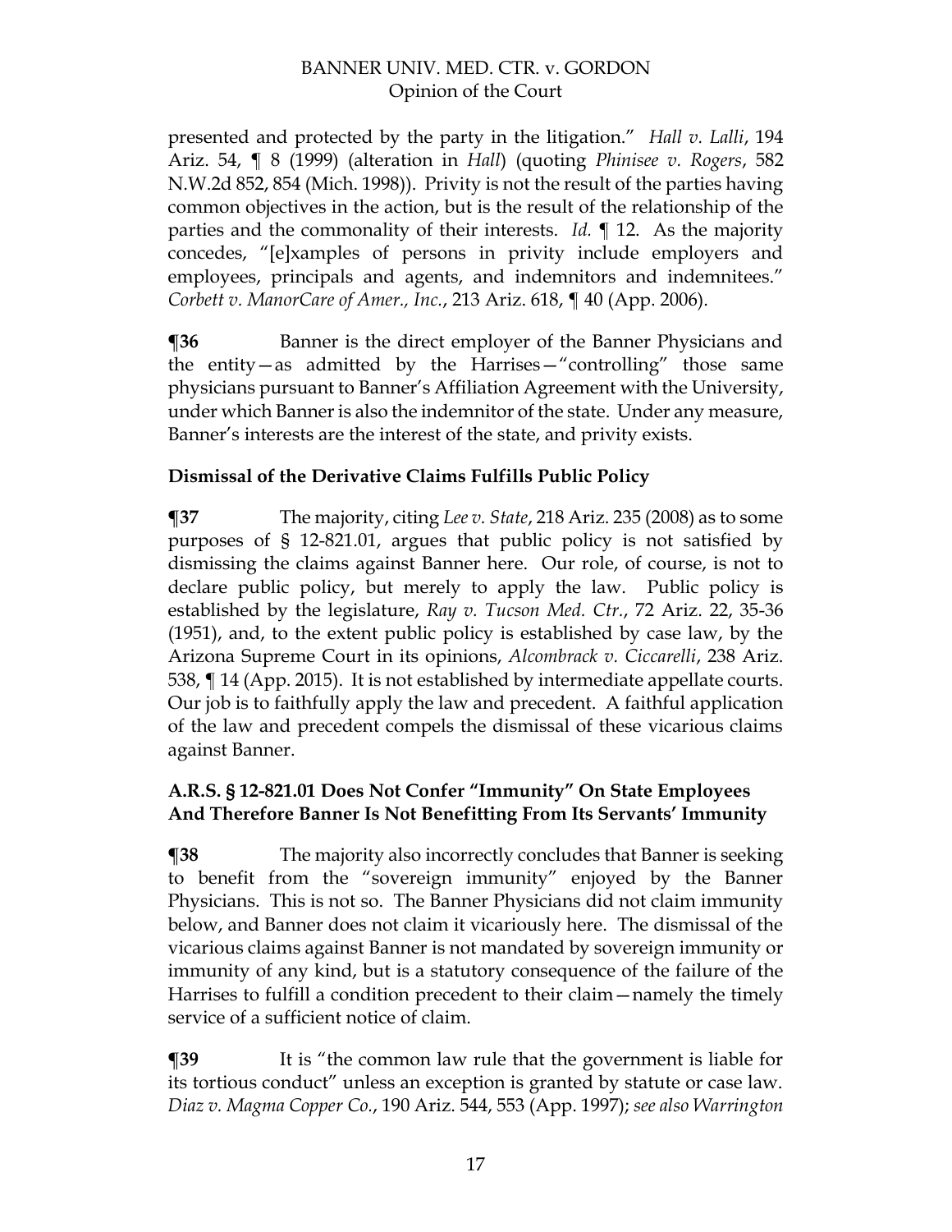presented and protected by the party in the litigation." *Hall v. Lalli*, 194 Ariz. 54, ¶ 8 (1999) (alteration in *Hall*) (quoting *Phinisee v. Rogers*, 582 N.W.2d 852, 854 (Mich. 1998)). Privity is not the result of the parties having common objectives in the action, but is the result of the relationship of the parties and the commonality of their interests. *Id.* ¶ 12. As the majority concedes, "[e]xamples of persons in privity include employers and employees, principals and agents, and indemnitors and indemnitees." *Corbett v. ManorCare of Amer., Inc.*, 213 Ariz. 618, ¶ 40 (App. 2006).

**¶36** Banner is the direct employer of the Banner Physicians and the entity—as admitted by the Harrises—"controlling" those same physicians pursuant to Banner's Affiliation Agreement with the University, under which Banner is also the indemnitor of the state. Under any measure, Banner's interests are the interest of the state, and privity exists.

**Dismissal of the Derivative Claims Fulfills Public Policy**

**¶37** The majority, citing *Lee v. State*, 218 Ariz. 235 (2008) as to some purposes of § 12-821.01, argues that public policy is not satisfied by dismissing the claims against Banner here. Our role, of course, is not to declare public policy, but merely to apply the law. Public policy is established by the legislature, *Ray v. Tucson Med. Ctr.*, 72 Ariz. 22, 35-36 (1951), and, to the extent public policy is established by case law, by the Arizona Supreme Court in its opinions, *Alcombrack v. Ciccarelli*, 238 Ariz. 538, ¶ 14 (App. 2015). It is not established by intermediate appellate courts. Our job is to faithfully apply the law and precedent. A faithful application of the law and precedent compels the dismissal of these vicarious claims against Banner.

**A.R.S. § 12-821.01 Does Not Confer "Immunity" On State Employees And Therefore Banner Is Not Benefitting From Its Servants' Immunity**

**¶38** The majority also incorrectly concludes that Banner is seeking to benefit from the "sovereign immunity" enjoyed by the Banner Physicians. This is not so. The Banner Physicians did not claim immunity below, and Banner does not claim it vicariously here. The dismissal of the vicarious claims against Banner is not mandated by sovereign immunity or immunity of any kind, but is a statutory consequence of the failure of the Harrises to fulfill a condition precedent to their claim—namely the timely service of a sufficient notice of claim.

**¶39** It is "the common law rule that the government is liable for its tortious conduct" unless an exception is granted by statute or case law. *Diaz v. Magma Copper Co.*, 190 Ariz. 544, 553 (App. 1997); *see also Warrington*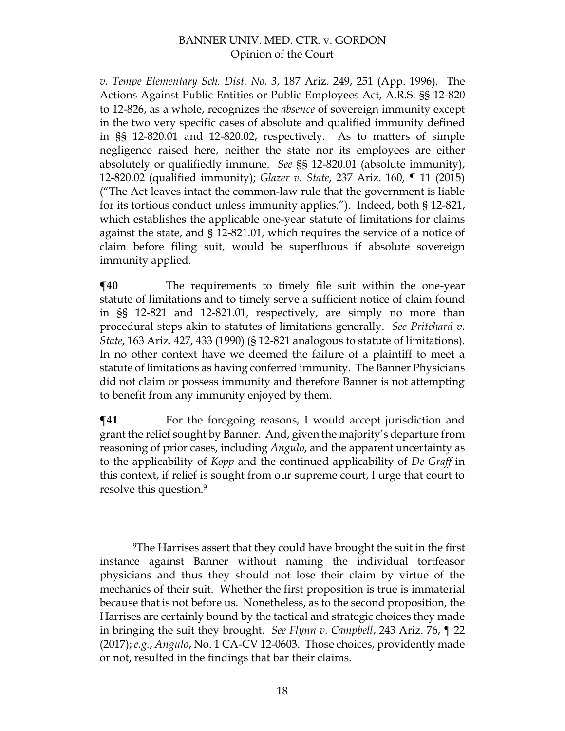*v. Tempe Elementary Sch. Dist. No. 3*, 187 Ariz. 249, 251 (App. 1996). The Actions Against Public Entities or Public Employees Act, A.R.S. §§ 12-820 to 12-826, as a whole, recognizes the *absence* of sovereign immunity except in the two very specific cases of absolute and qualified immunity defined in §§ 12-820.01 and 12-820.02, respectively. As to matters of simple negligence raised here, neither the state nor its employees are either absolutely or qualifiedly immune. *See* §§ 12-820.01 (absolute immunity), 12-820.02 (qualified immunity); *Glazer v. State*, 237 Ariz. 160, ¶ 11 (2015) ("The Act leaves intact the common-law rule that the government is liable for its tortious conduct unless immunity applies."). Indeed, both § 12-821, which establishes the applicable one-year statute of limitations for claims against the state, and § 12-821.01, which requires the service of a notice of claim before filing suit, would be superfluous if absolute sovereign immunity applied.

**¶40** The requirements to timely file suit within the one-year statute of limitations and to timely serve a sufficient notice of claim found in §§ 12-821 and 12-821.01, respectively, are simply no more than procedural steps akin to statutes of limitations generally. *See Pritchard v. State*, 163 Ariz. 427, 433 (1990) (§ 12-821 analogous to statute of limitations). In no other context have we deemed the failure of a plaintiff to meet a statute of limitations as having conferred immunity. The Banner Physicians did not claim or possess immunity and therefore Banner is not attempting to benefit from any immunity enjoyed by them.

**¶41** For the foregoing reasons, I would accept jurisdiction and grant the relief sought by Banner. And, given the majority's departure from reasoning of prior cases, including *Angulo*, and the apparent uncertainty as to the applicability of *Kopp* and the continued applicability of *De Graff* in this context, if relief is sought from our supreme court, I urge that court to resolve this question.[9]

---

[9]The Harrises assert that they could have brought the suit in the first instance against Banner without naming the individual tortfeasor physicians and thus they should not lose their claim by virtue of the mechanics of their suit. Whether the first proposition is true is immaterial because that is not before us. Nonetheless, as to the second proposition, the Harrises are certainly bound by the tactical and strategic choices they made in bringing the suit they brought. *See Flynn v. Campbell*, 243 Ariz. 76, ¶ 22 (2017); *e.g.*, *Angulo*, No. 1 CA-CV 12-0603. Those choices, providently made or not, resulted in the findings that bar their claims.